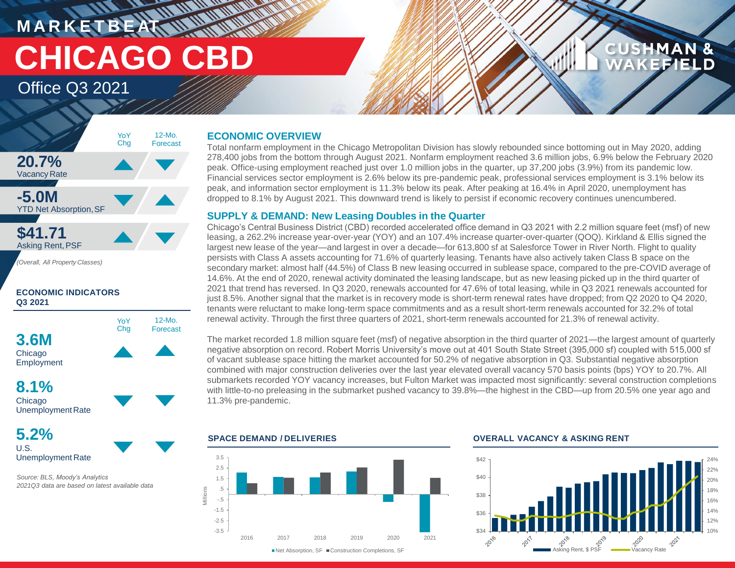# MARKETBEAT

# CHICAGO CBD

## Office Q3 2021

| | YoY Chg | 12-Mo. Forecast |
|---|---|---|
| **20.7%** Vacancy Rate | ▲ | ▼ |
| **-5.0M** YTD Net Absorption, SF | ▼ | ▲ |
| **$41.71** Asking Rent, PSF | ▲ | ▼ |

*(Overall, All Property Classes)*

### ECONOMIC INDICATORS Q3 2021

| | YoY Chg | 12-Mo. Forecast |
|---|---|---|
| **3.6M** Chicago Employment | ▲ | ▲ |
| **8.1%** Chicago Unemployment Rate | ▼ | ▼ |
| **5.2%** U.S. Unemployment Rate | ▼ | ▼ |

*Source: BLS, Moody's Analytics*
*2021Q3 data are based on latest available data*

## ECONOMIC OVERVIEW

Total nonfarm employment in the Chicago Metropolitan Division has slowly rebounded since bottoming out in May 2020, adding 278,400 jobs from the bottom through August 2021. Nonfarm employment reached 3.6 million jobs, 6.9% below the February 2020 peak. Office-using employment reached just over 1.0 million jobs in the quarter, up 37,200 jobs (3.9%) from its pandemic low. Financial services sector employment is 2.6% below its pre-pandemic peak, professional services employment is 3.1% below its peak, and information sector employment is 11.3% below its peak. After peaking at 16.4% in April 2020, unemployment has dropped to 8.1% by August 2021. This downward trend is likely to persist if economic recovery continues unencumbered.

## SUPPLY & DEMAND: New Leasing Doubles in the Quarter

Chicago's Central Business District (CBD) recorded accelerated office demand in Q3 2021 with 2.2 million square feet (msf) of new leasing, a 262.2% increase year-over-year (YOY) and an 107.4% increase quarter-over-quarter (QOQ). Kirkland & Ellis signed the largest new lease of the year—and largest in over a decade—for 613,800 sf at Salesforce Tower in River North. Flight to quality persists with Class A assets accounting for 71.6% of quarterly leasing. Tenants have also actively taken Class B space on the secondary market: almost half (44.5%) of Class B new leasing occurred in sublease space, compared to the pre-COVID average of 14.6%. At the end of 2020, renewal activity dominated the leasing landscape, but as new leasing picked up in the third quarter of 2021 that trend has reversed. In Q3 2020, renewals accounted for 47.6% of total leasing, while in Q3 2021 renewals accounted for just 8.5%. Another signal that the market is in recovery mode is short-term renewal rates have dropped; from Q2 2020 to Q4 2020, tenants were reluctant to make long-term space commitments and as a result short-term renewals accounted for 32.2% of total renewal activity. Through the first three quarters of 2021, short-term renewals accounted for 21.3% of renewal activity.

The market recorded 1.8 million square feet (msf) of negative absorption in the third quarter of 2021—the largest amount of quarterly negative absorption on record. Robert Morris University's move out at 401 South State Street (395,000 sf) coupled with 515,000 sf of vacant sublease space hitting the market accounted for 50.2% of negative absorption in Q3. Substantial negative absorption combined with major construction deliveries over the last year elevated overall vacancy 570 basis points (bps) YOY to 20.7%. All submarkets recorded YOY vacancy increases, but Fulton Market was impacted most significantly: several construction completions with little-to-no preleasing in the submarket pushed vacancy to 39.8%—the highest in the CBD—up from 20.5% one year ago and 11.3% pre-pandemic.

### SPACE DEMAND / DELIVERIES

Net Absorption, SF ■ Construction Completions, SF (Millions; 2016–2021)

### OVERALL VACANCY & ASKING RENT

Asking Rent, $ PSF — Vacancy Rate (2016–2021)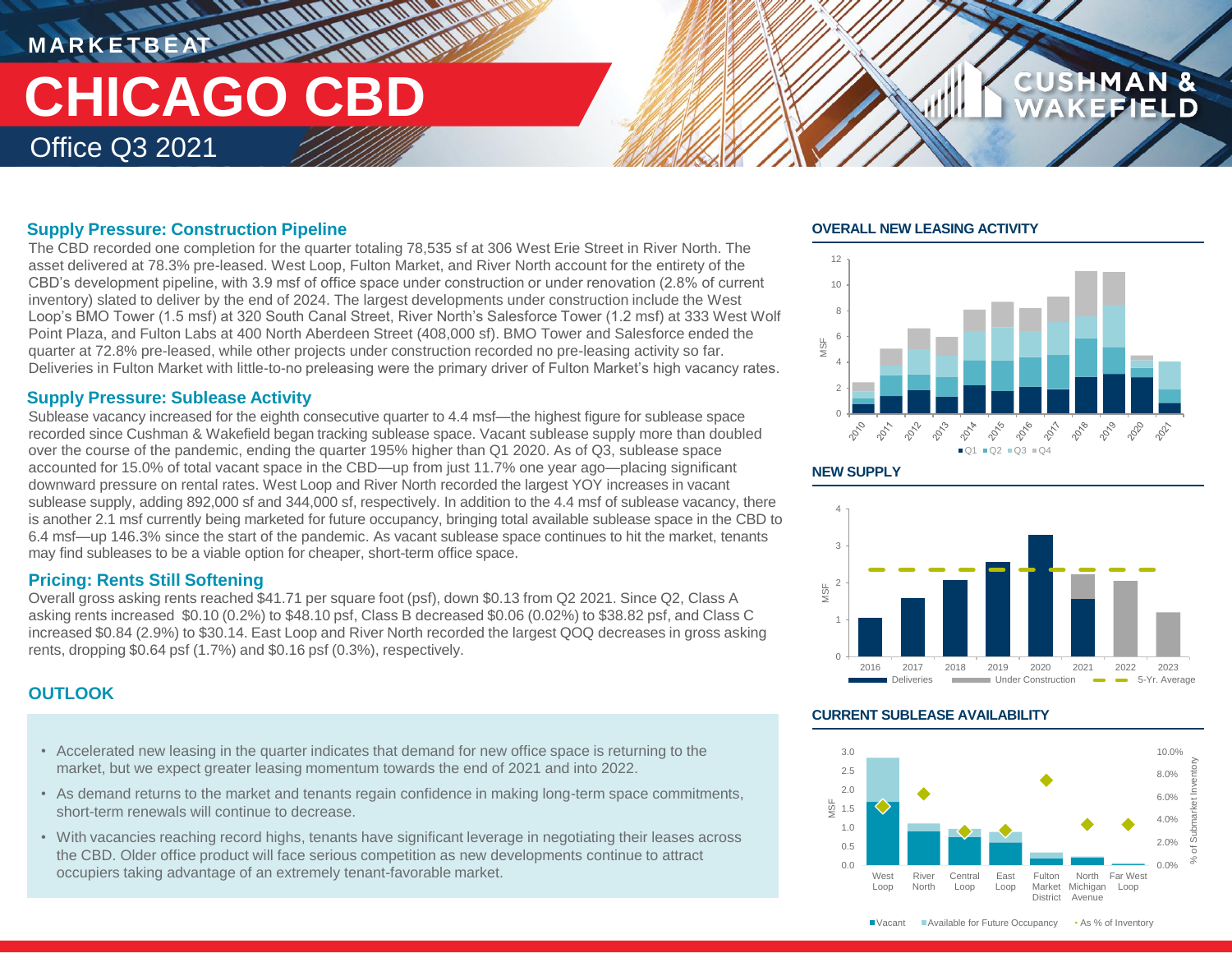# MARKETBEAT

# CHICAGO CBD

Office Q3 2021

## Supply Pressure: Construction Pipeline

The CBD recorded one completion for the quarter totaling 78,535 sf at 306 West Erie Street in River North. The asset delivered at 78.3% pre-leased. West Loop, Fulton Market, and River North account for the entirety of the CBD's development pipeline, with 3.9 msf of office space under construction or under renovation (2.8% of current inventory) slated to deliver by the end of 2024. The largest developments under construction include the West Loop's BMO Tower (1.5 msf) at 320 South Canal Street, River North's Salesforce Tower (1.2 msf) at 333 West Wolf Point Plaza, and Fulton Labs at 400 North Aberdeen Street (408,000 sf). BMO Tower and Salesforce ended the quarter at 72.8% pre-leased, while other projects under construction recorded no pre-leasing activity so far. Deliveries in Fulton Market with little-to-no preleasing were the primary driver of Fulton Market's high vacancy rates.

## Supply Pressure: Sublease Activity

Sublease vacancy increased for the eighth consecutive quarter to 4.4 msf—the highest figure for sublease space recorded since Cushman & Wakefield began tracking sublease space. Vacant sublease supply more than doubled over the course of the pandemic, ending the quarter 195% higher than Q1 2020. As of Q3, sublease space accounted for 15.0% of total vacant space in the CBD—up from just 11.7% one year ago—placing significant downward pressure on rental rates. West Loop and River North recorded the largest YOY increases in vacant sublease supply, adding 892,000 sf and 344,000 sf, respectively. In addition to the 4.4 msf of sublease vacancy, there is another 2.1 msf currently being marketed for future occupancy, bringing total available sublease space in the CBD to 6.4 msf—up 146.3% since the start of the pandemic. As vacant sublease space continues to hit the market, tenants may find subleases to be a viable option for cheaper, short-term office space.

## Pricing: Rents Still Softening

Overall gross asking rents reached $41.71 per square foot (psf), down $0.13 from Q2 2021. Since Q2, Class A asking rents increased $0.10 (0.2%) to $48.10 psf, Class B decreased $0.06 (0.02%) to $38.82 psf, and Class C increased $0.84 (2.9%) to $30.14. East Loop and River North recorded the largest QOQ decreases in gross asking rents, dropping $0.64 psf (1.7%) and $0.16 psf (0.3%), respectively.

## OUTLOOK

- Accelerated new leasing in the quarter indicates that demand for new office space is returning to the market, but we expect greater leasing momentum towards the end of 2021 and into 2022.
- As demand returns to the market and tenants regain confidence in making long-term space commitments, short-term renewals will continue to decrease.
- With vacancies reaching record highs, tenants have significant leverage in negotiating their leases across the CBD. Older office product will face serious competition as new developments continue to attract occupiers taking advantage of an extremely tenant-favorable market.

### OVERALL NEW LEASING ACTIVITY

MSF by year (2010–2021); Q1, Q2, Q3, Q4

### NEW SUPPLY

MSF by year (2016–2023); Deliveries, Under Construction, 5-Yr. Average

### CURRENT SUBLEASE AVAILABILITY

MSF / % of Submarket Inventory by submarket: West Loop, River North, Central Loop, East Loop, Fulton Market District, North Michigan Avenue, Far West Loop; Vacant, Available for Future Occupancy, As % of Inventory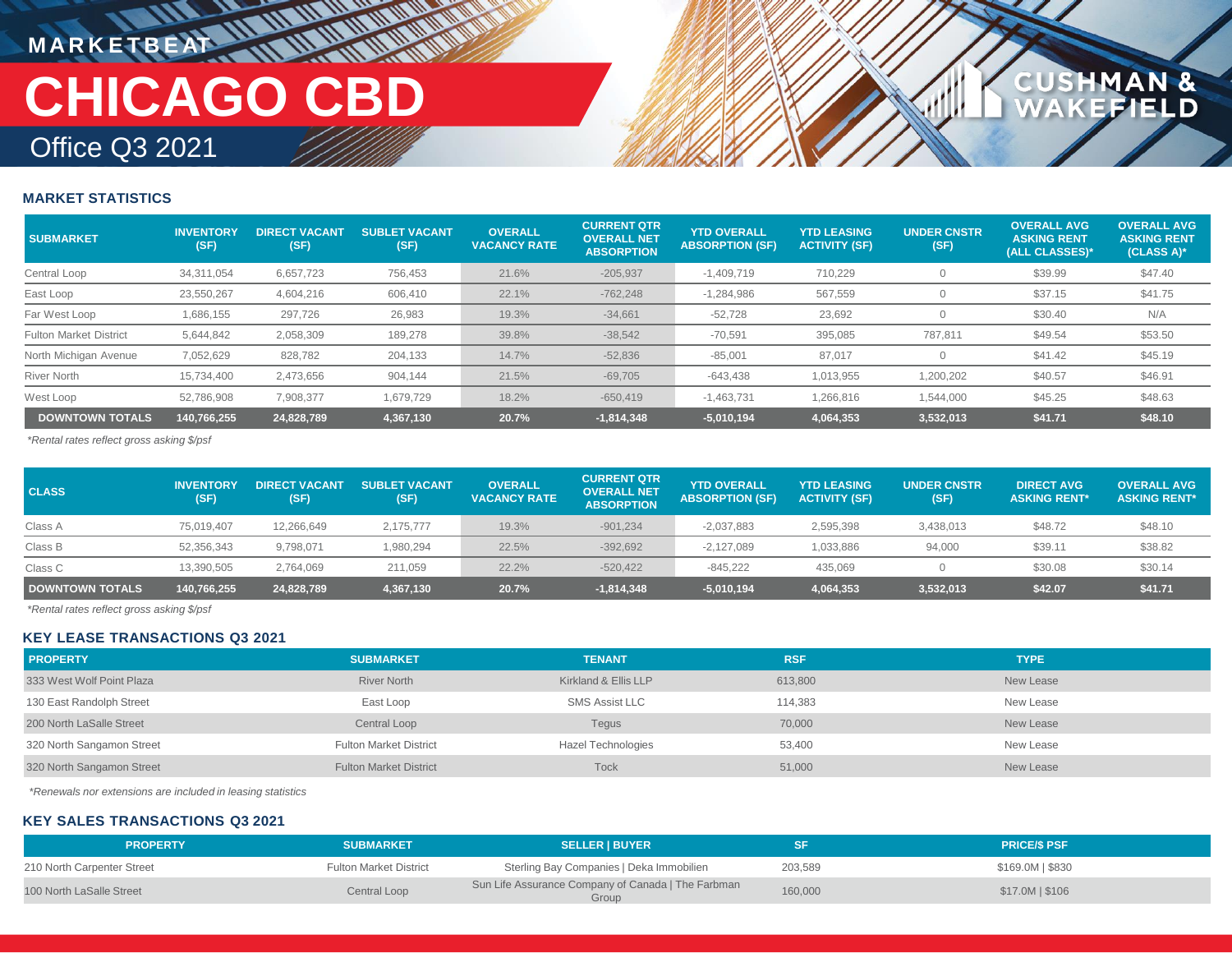MARKETBEAT

# CHICAGO CBD

## Office Q3 2021

CUSHMAN & WAKEFIELD

### MARKET STATISTICS

| SUBMARKET | INVENTORY (SF) | DIRECT VACANT (SF) | SUBLET VACANT (SF) | OVERALL VACANCY RATE | CURRENT QTR OVERALL NET ABSORPTION | YTD OVERALL ABSORPTION (SF) | YTD LEASING ACTIVITY (SF) | UNDER CNSTR (SF) | OVERALL AVG ASKING RENT (ALL CLASSES)* | OVERALL AVG ASKING RENT (CLASS A)* |
|---|---|---|---|---|---|---|---|---|---|---|
| Central Loop | 34,311,054 | 6,657,723 | 756,453 | 21.6% | -205,937 | -1,409,719 | 710,229 | 0 | $39.99 | $47.40 |
| East Loop | 23,550,267 | 4,604,216 | 606,410 | 22.1% | -762,248 | -1,284,986 | 567,559 | 0 | $37.15 | $41.75 |
| Far West Loop | 1,686,155 | 297,726 | 26,983 | 19.3% | -34,661 | -52,728 | 23,692 | 0 | $30.40 | N/A |
| Fulton Market District | 5,644,842 | 2,058,309 | 189,278 | 39.8% | -38,542 | -70,591 | 395,085 | 787,811 | $49.54 | $53.50 |
| North Michigan Avenue | 7,052,629 | 828,782 | 204,133 | 14.7% | -52,836 | -85,001 | 87,017 | 0 | $41.42 | $45.19 |
| River North | 15,734,400 | 2,473,656 | 904,144 | 21.5% | -69,705 | -643,438 | 1,013,955 | 1,200,202 | $40.57 | $46.91 |
| West Loop | 52,786,908 | 7,908,377 | 1,679,729 | 18.2% | -650,419 | -1,463,731 | 1,266,816 | 1,544,000 | $45.25 | $48.63 |
| **DOWNTOWN TOTALS** | **140,766,255** | **24,828,789** | **4,367,130** | **20.7%** | **-1,814,348** | **-5,010,194** | **4,064,353** | **3,532,013** | **$41.71** | **$48.10** |

*Rental rates reflect gross asking $/psf

| CLASS | INVENTORY (SF) | DIRECT VACANT (SF) | SUBLET VACANT (SF) | OVERALL VACANCY RATE | CURRENT QTR OVERALL NET ABSORPTION | YTD OVERALL ABSORPTION (SF) | YTD LEASING ACTIVITY (SF) | UNDER CNSTR (SF) | DIRECT AVG ASKING RENT* | OVERALL AVG ASKING RENT* |
|---|---|---|---|---|---|---|---|---|---|---|
| Class A | 75,019,407 | 12,266,649 | 2,175,777 | 19.3% | -901,234 | -2,037,883 | 2,595,398 | 3,438,013 | $48.72 | $48.10 |
| Class B | 52,356,343 | 9,798,071 | 1,980,294 | 22.5% | -392,692 | -2,127,089 | 1,033,886 | 94,000 | $39.11 | $38.82 |
| Class C | 13,390,505 | 2,764,069 | 211,059 | 22.2% | -520,422 | -845,222 | 435,069 | 0 | $30.08 | $30.14 |
| **DOWNTOWN TOTALS** | **140,766,255** | **24,828,789** | **4,367,130** | **20.7%** | **-1,814,348** | **-5,010,194** | **4,064,353** | **3,532,013** | **$42.07** | **$41.71** |

*Rental rates reflect gross asking $/psf

### KEY LEASE TRANSACTIONS Q3 2021

| PROPERTY | SUBMARKET | TENANT | RSF | TYPE |
|---|---|---|---|---|
| 333 West Wolf Point Plaza | River North | Kirkland & Ellis LLP | 613,800 | New Lease |
| 130 East Randolph Street | East Loop | SMS Assist LLC | 114,383 | New Lease |
| 200 North LaSalle Street | Central Loop | Tegus | 70,000 | New Lease |
| 320 North Sangamon Street | Fulton Market District | Hazel Technologies | 53,400 | New Lease |
| 320 North Sangamon Street | Fulton Market District | Tock | 51,000 | New Lease |

*Renewals nor extensions are included in leasing statistics

### KEY SALES TRANSACTIONS Q3 2021

| PROPERTY | SUBMARKET | SELLER \| BUYER | SF | PRICE/$ PSF |
|---|---|---|---|---|
| 210 North Carpenter Street | Fulton Market District | Sterling Bay Companies \| Deka Immobilien | 203,589 | $169.0M \| $830 |
| 100 North LaSalle Street | Central Loop | Sun Life Assurance Company of Canada \| The Farbman Group | 160,000 | $17.0M \| $106 |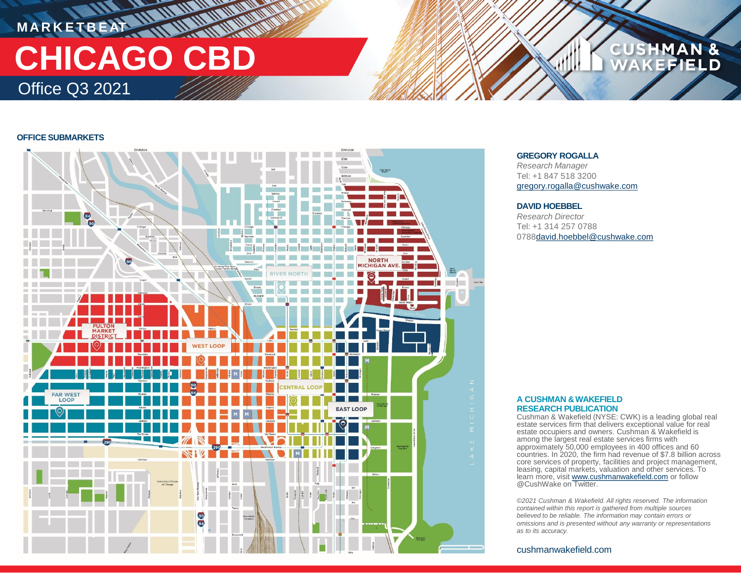MARKETBEAT

# CHICAGO CBD

Office Q3 2021

CUSHMAN & WAKEFIELD

### OFFICE SUBMARKETS

NORTH MICHIGAN AVE.

RIVER NORTH

FULTON MARKET DISTRICT

WEST LOOP

CENTRAL LOOP

FAR WEST LOOP

EAST LOOP

LAKE MICHIGAN

**GREGORY ROGALLA**
*Research Manager*
Tel: +1 847 518 3200
gregory.rogalla@cushwake.com

**DAVID HOEBBEL**
*Research Director*
Tel: +1 314 257 0788
0788david.hoebbel@cushwake.com

**A CUSHMAN & WAKEFIELD RESEARCH PUBLICATION**

Cushman & Wakefield (NYSE: CWK) is a leading global real estate services firm that delivers exceptional value for real estate occupiers and owners. Cushman & Wakefield is among the largest real estate services firms with approximately 50,000 employees in 400 offices and 60 countries. In 2020, the firm had revenue of $7.8 billion across core services of property, facilities and project management, leasing, capital markets, valuation and other services. To learn more, visit www.cushmanwakefield.com or follow @CushWake on Twitter.

*©2021 Cushman & Wakefield. All rights reserved. The information contained within this report is gathered from multiple sources believed to be reliable. The information may contain errors or omissions and is presented without any warranty or representations as to its accuracy.*

cushmanwakefield.com